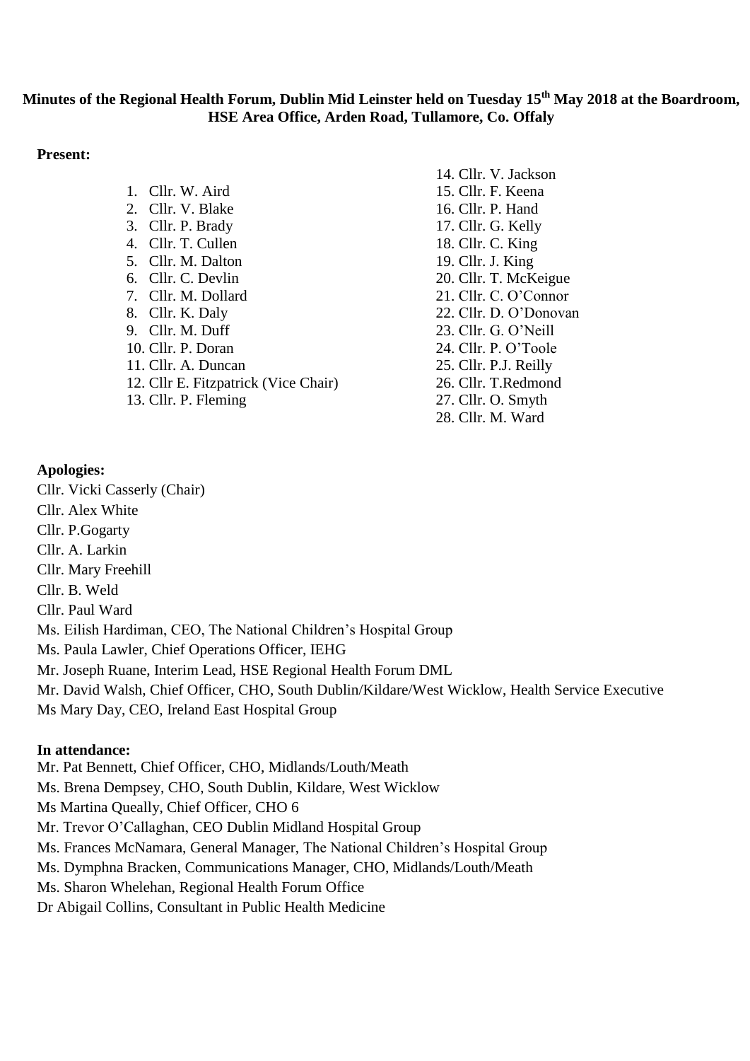**Minutes of the Regional Health Forum, Dublin Mid Leinster held on Tuesday 15th May 2018 at the Boardroom, HSE Area Office, Arden Road, Tullamore, Co. Offaly**

**Present:**

1. Cllr. W. Aird
2. Cllr. V. Blake
3. Cllr. P. Brady
4. Cllr. T. Cullen
5. Cllr. M. Dalton
6. Cllr. C. Devlin
7. Cllr. M. Dollard
8. Cllr. K. Daly
9. Cllr. M. Duff
10. Cllr. P. Doran
11. Cllr. A. Duncan
12. Cllr E. Fitzpatrick (Vice Chair)
13. Cllr. P. Fleming
14. Cllr. V. Jackson
15. Cllr. F. Keena
16. Cllr. P. Hand
17. Cllr. G. Kelly
18. Cllr. C. King
19. Cllr. J. King
20. Cllr. T. McKeigue
21. Cllr. C. O'Connor
22. Cllr. D. O'Donovan
23. Cllr. G. O'Neill
24. Cllr. P. O'Toole
25. Cllr. P.J. Reilly
26. Cllr. T.Redmond
27. Cllr. O. Smyth
28. Cllr. M. Ward

**Apologies:**

Cllr. Vicki Casserly (Chair)
Cllr. Alex White
Cllr. P.Gogarty
Cllr. A. Larkin
Cllr. Mary Freehill
Cllr. B. Weld
Cllr. Paul Ward
Ms. Eilish Hardiman, CEO, The National Children's Hospital Group
Ms. Paula Lawler, Chief Operations Officer, IEHG
Mr. Joseph Ruane, Interim Lead, HSE Regional Health Forum DML
Mr. David Walsh, Chief Officer, CHO, South Dublin/Kildare/West Wicklow, Health Service Executive
Ms Mary Day, CEO, Ireland East Hospital Group

**In attendance:**

Mr. Pat Bennett, Chief Officer, CHO, Midlands/Louth/Meath
Ms. Brena Dempsey, CHO, South Dublin, Kildare, West Wicklow
Ms Martina Queally, Chief Officer, CHO 6
Mr. Trevor O'Callaghan, CEO Dublin Midland Hospital Group
Ms. Frances McNamara, General Manager, The National Children's Hospital Group
Ms. Dymphna Bracken, Communications Manager, CHO, Midlands/Louth/Meath
Ms. Sharon Whelehan, Regional Health Forum Office
Dr Abigail Collins, Consultant in Public Health Medicine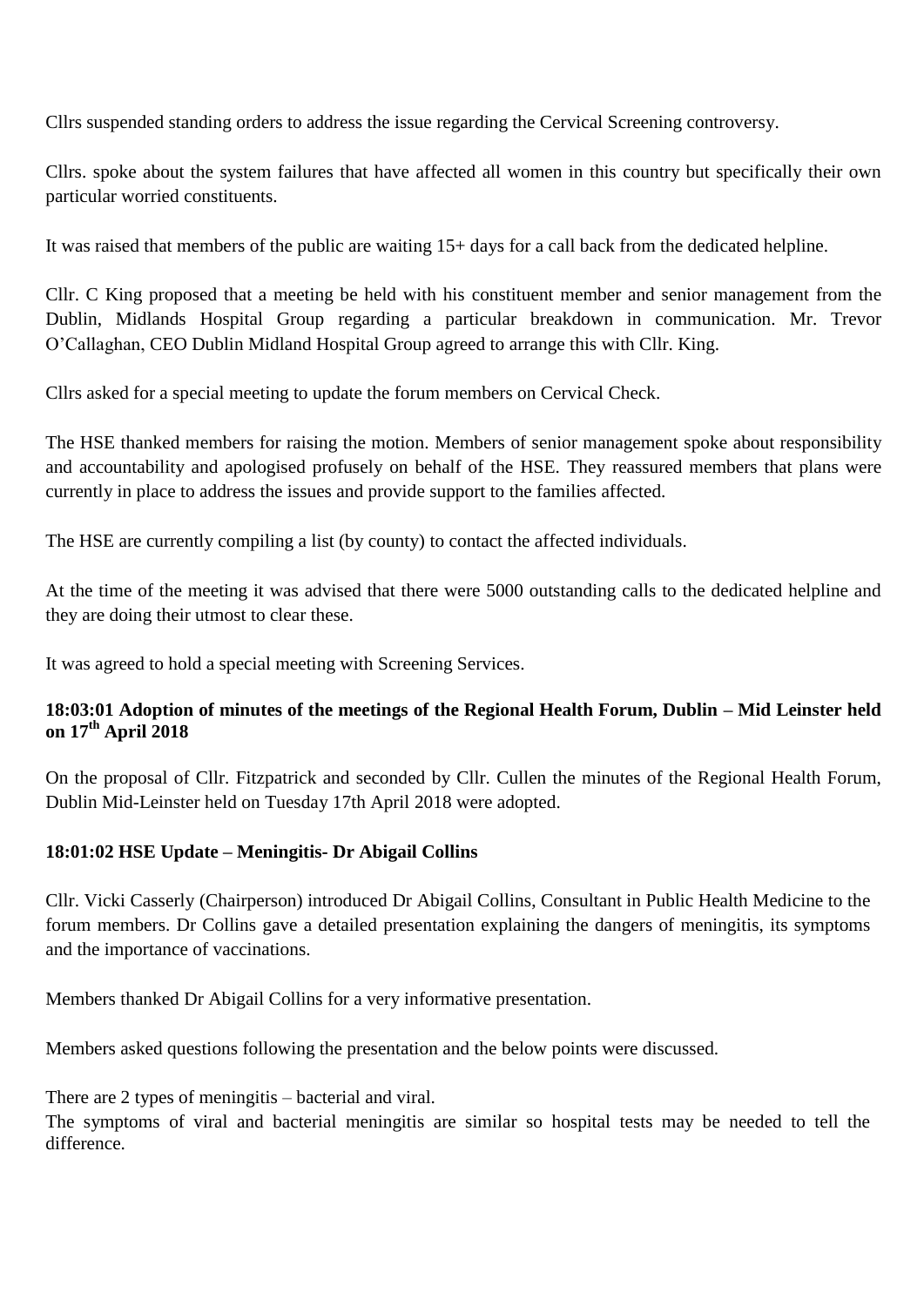Cllrs suspended standing orders to address the issue regarding the Cervical Screening controversy.

Cllrs. spoke about the system failures that have affected all women in this country but specifically their own particular worried constituents.

It was raised that members of the public are waiting 15+ days for a call back from the dedicated helpline.

Cllr. C King proposed that a meeting be held with his constituent member and senior management from the Dublin, Midlands Hospital Group regarding a particular breakdown in communication. Mr. Trevor O'Callaghan, CEO Dublin Midland Hospital Group agreed to arrange this with Cllr. King.

Cllrs asked for a special meeting to update the forum members on Cervical Check.

The HSE thanked members for raising the motion. Members of senior management spoke about responsibility and accountability and apologised profusely on behalf of the HSE. They reassured members that plans were currently in place to address the issues and provide support to the families affected.

The HSE are currently compiling a list (by county) to contact the affected individuals.

At the time of the meeting it was advised that there were 5000 outstanding calls to the dedicated helpline and they are doing their utmost to clear these.

It was agreed to hold a special meeting with Screening Services.

**18:03:01 Adoption of minutes of the meetings of the Regional Health Forum, Dublin – Mid Leinster held on 17th April 2018**

On the proposal of Cllr. Fitzpatrick and seconded by Cllr. Cullen the minutes of the Regional Health Forum, Dublin Mid-Leinster held on Tuesday 17th April 2018 were adopted.

**18:01:02 HSE Update – Meningitis- Dr Abigail Collins**

Cllr. Vicki Casserly (Chairperson) introduced Dr Abigail Collins, Consultant in Public Health Medicine to the forum members. Dr Collins gave a detailed presentation explaining the dangers of meningitis, its symptoms and the importance of vaccinations.

Members thanked Dr Abigail Collins for a very informative presentation.

Members asked questions following the presentation and the below points were discussed.

There are 2 types of meningitis – bacterial and viral.
The symptoms of viral and bacterial meningitis are similar so hospital tests may be needed to tell the difference.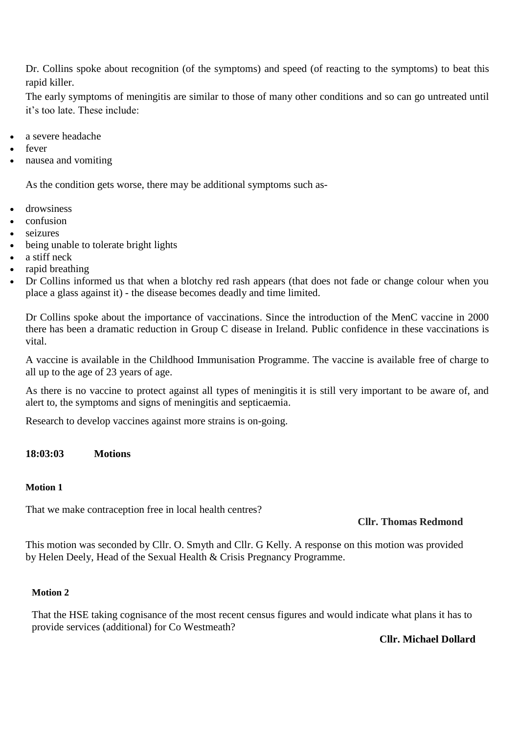Dr. Collins spoke about recognition (of the symptoms) and speed (of reacting to the symptoms) to beat this rapid killer.

The early symptoms of meningitis are similar to those of many other conditions and so can go untreated until it's too late. These include:

- a severe headache
- fever
- nausea and vomiting

As the condition gets worse, there may be additional symptoms such as-

- drowsiness
- confusion
- seizures
- being unable to tolerate bright lights
- a stiff neck
- rapid breathing
- Dr Collins informed us that when a blotchy red rash appears (that does not fade or change colour when you place a glass against it) - the disease becomes deadly and time limited.

Dr Collins spoke about the importance of vaccinations. Since the introduction of the MenC vaccine in 2000 there has been a dramatic reduction in Group C disease in Ireland. Public confidence in these vaccinations is vital.

A vaccine is available in the Childhood Immunisation Programme. The vaccine is available free of charge to all up to the age of 23 years of age.

As there is no vaccine to protect against all types of meningitis it is still very important to be aware of, and alert to, the symptoms and signs of meningitis and septicaemia.

Research to develop vaccines against more strains is on-going.

**18:03:03 Motions**

**Motion 1**

That we make contraception free in local health centres?

**Cllr. Thomas Redmond**

This motion was seconded by Cllr. O. Smyth and Cllr. G Kelly. A response on this motion was provided by Helen Deely, Head of the Sexual Health & Crisis Pregnancy Programme.

**Motion 2**

That the HSE taking cognisance of the most recent census figures and would indicate what plans it has to provide services (additional) for Co Westmeath?

**Cllr. Michael Dollard**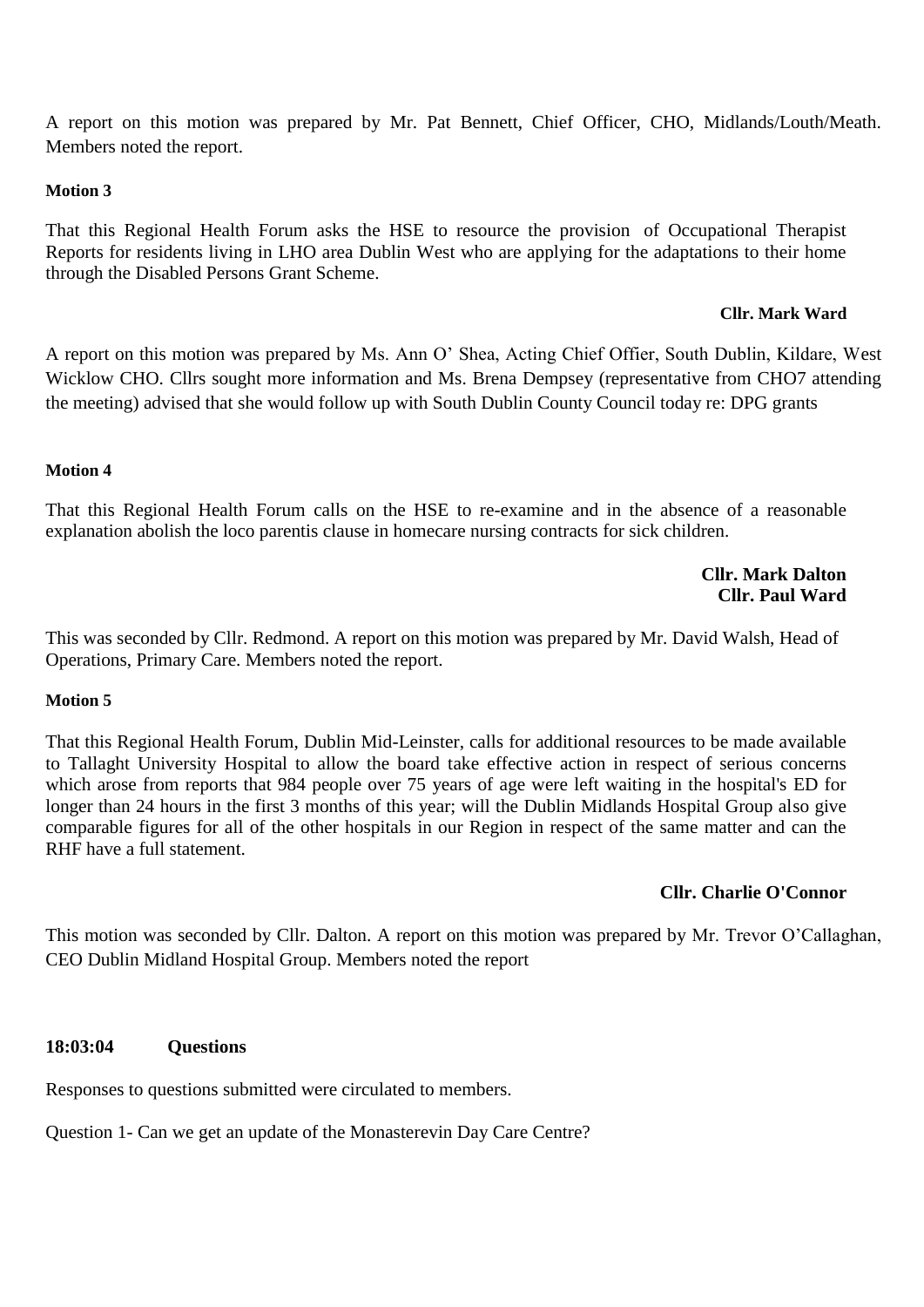A report on this motion was prepared by Mr. Pat Bennett, Chief Officer, CHO, Midlands/Louth/Meath. Members noted the report.

**Motion 3**

That this Regional Health Forum asks the HSE to resource the provision of Occupational Therapist Reports for residents living in LHO area Dublin West who are applying for the adaptations to their home through the Disabled Persons Grant Scheme.

**Cllr. Mark Ward**

A report on this motion was prepared by Ms. Ann O' Shea, Acting Chief Offier, South Dublin, Kildare, West Wicklow CHO. Cllrs sought more information and Ms. Brena Dempsey (representative from CHO7 attending the meeting) advised that she would follow up with South Dublin County Council today re: DPG grants

**Motion 4**

That this Regional Health Forum calls on the HSE to re-examine and in the absence of a reasonable explanation abolish the loco parentis clause in homecare nursing contracts for sick children.

**Cllr. Mark Dalton**
**Cllr. Paul Ward**

This was seconded by Cllr. Redmond. A report on this motion was prepared by Mr. David Walsh, Head of Operations, Primary Care. Members noted the report.

**Motion 5**

That this Regional Health Forum, Dublin Mid-Leinster, calls for additional resources to be made available to Tallaght University Hospital to allow the board take effective action in respect of serious concerns which arose from reports that 984 people over 75 years of age were left waiting in the hospital's ED for longer than 24 hours in the first 3 months of this year; will the Dublin Midlands Hospital Group also give comparable figures for all of the other hospitals in our Region in respect of the same matter and can the RHF have a full statement.

**Cllr. Charlie O'Connor**

This motion was seconded by Cllr. Dalton. A report on this motion was prepared by Mr. Trevor O'Callaghan, CEO Dublin Midland Hospital Group. Members noted the report

**18:03:04 Questions**

Responses to questions submitted were circulated to members.

Question 1- Can we get an update of the Monasterevin Day Care Centre?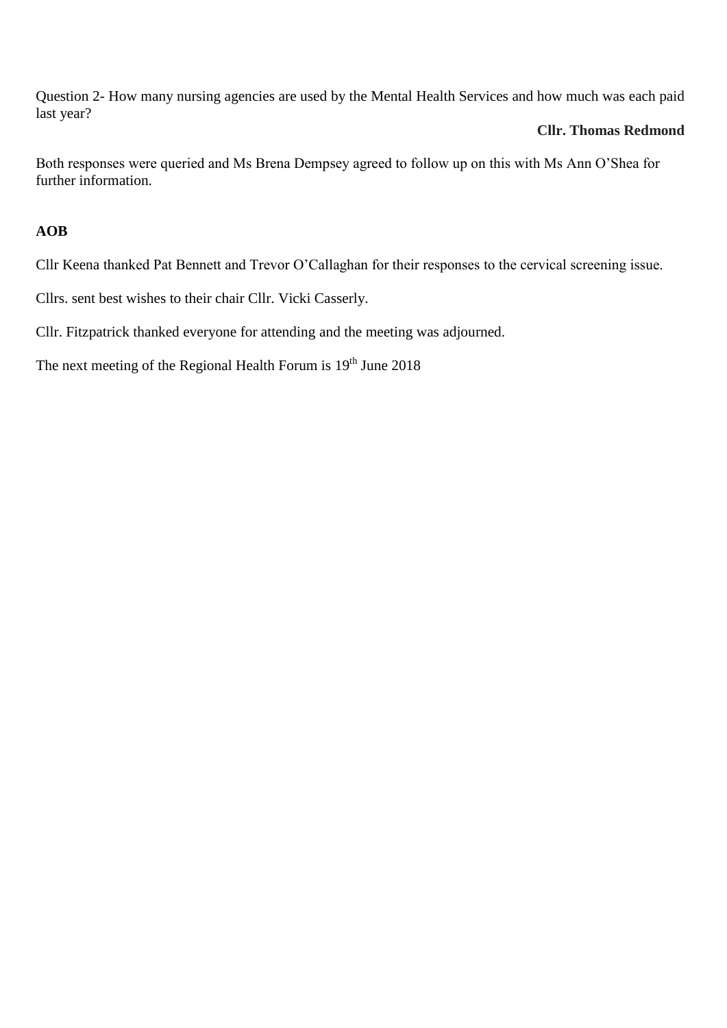Question 2- How many nursing agencies are used by the Mental Health Services and how much was each paid last year?

**Cllr. Thomas Redmond**

Both responses were queried and Ms Brena Dempsey agreed to follow up on this with Ms Ann O'Shea for further information.

**AOB**

Cllr Keena thanked Pat Bennett and Trevor O'Callaghan for their responses to the cervical screening issue.

Cllrs. sent best wishes to their chair Cllr. Vicki Casserly.

Cllr. Fitzpatrick thanked everyone for attending and the meeting was adjourned.

The next meeting of the Regional Health Forum is 19th June 2018